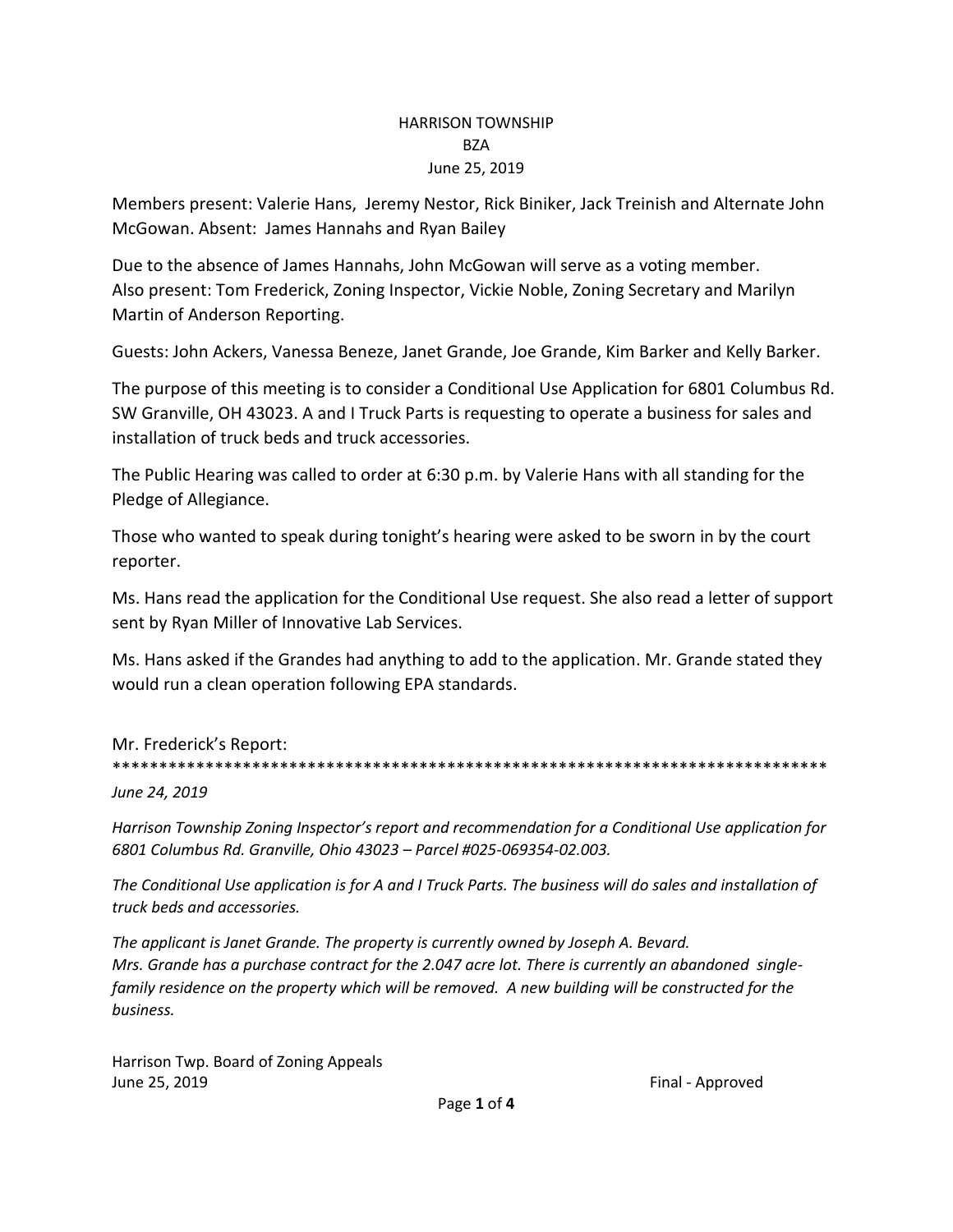# HARRISON TOWNSHIP
## BZA
### June 25, 2019

Members present: Valerie Hans, Jeremy Nestor, Rick Biniker, Jack Treinish and Alternate John McGowan. Absent: James Hannahs and Ryan Bailey

Due to the absence of James Hannahs, John McGowan will serve as a voting member.
Also present: Tom Frederick, Zoning Inspector, Vickie Noble, Zoning Secretary and Marilyn Martin of Anderson Reporting.

Guests: John Ackers, Vanessa Beneze, Janet Grande, Joe Grande, Kim Barker and Kelly Barker.

The purpose of this meeting is to consider a Conditional Use Application for 6801 Columbus Rd. SW Granville, OH 43023. A and I Truck Parts is requesting to operate a business for sales and installation of truck beds and truck accessories.

The Public Hearing was called to order at 6:30 p.m. by Valerie Hans with all standing for the Pledge of Allegiance.

Those who wanted to speak during tonight's hearing were asked to be sworn in by the court reporter.

Ms. Hans read the application for the Conditional Use request. She also read a letter of support sent by Ryan Miller of Innovative Lab Services.

Ms. Hans asked if the Grandes had anything to add to the application. Mr. Grande stated they would run a clean operation following EPA standards.

Mr. Frederick's Report:
*******************************************************************************

*June 24, 2019*

*Harrison Township Zoning Inspector's report and recommendation for a Conditional Use application for 6801 Columbus Rd. Granville, Ohio 43023 – Parcel #025-069354-02.003.*

*The Conditional Use application is for A and I Truck Parts. The business will do sales and installation of truck beds and accessories.*

*The applicant is Janet Grande. The property is currently owned by Joseph A. Bevard. Mrs. Grande has a purchase contract for the 2.047 acre lot. There is currently an abandoned single-family residence on the property which will be removed. A new building will be constructed for the business.*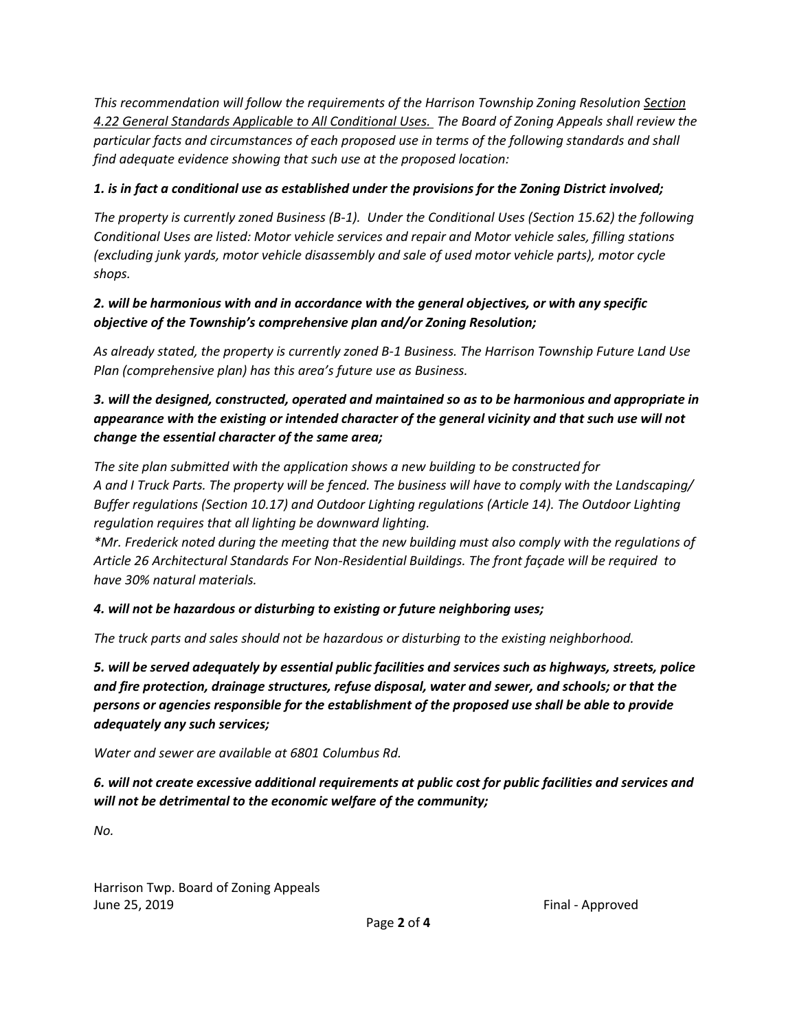*This recommendation will follow the requirements of the Harrison Township Zoning Resolution Section 4.22 General Standards Applicable to All Conditional Uses. The Board of Zoning Appeals shall review the particular facts and circumstances of each proposed use in terms of the following standards and shall find adequate evidence showing that such use at the proposed location:*

***1. is in fact a conditional use as established under the provisions for the Zoning District involved;***

*The property is currently zoned Business (B-1). Under the Conditional Uses (Section 15.62) the following Conditional Uses are listed: Motor vehicle services and repair and Motor vehicle sales, filling stations (excluding junk yards, motor vehicle disassembly and sale of used motor vehicle parts), motor cycle shops.*

***2. will be harmonious with and in accordance with the general objectives, or with any specific objective of the Township's comprehensive plan and/or Zoning Resolution;***

*As already stated, the property is currently zoned B-1 Business. The Harrison Township Future Land Use Plan (comprehensive plan) has this area's future use as Business.*

***3. will the designed, constructed, operated and maintained so as to be harmonious and appropriate in appearance with the existing or intended character of the general vicinity and that such use will not change the essential character of the same area;***

*The site plan submitted with the application shows a new building to be constructed for A and I Truck Parts. The property will be fenced. The business will have to comply with the Landscaping/ Buffer regulations (Section 10.17) and Outdoor Lighting regulations (Article 14). The Outdoor Lighting regulation requires that all lighting be downward lighting.*

*\*Mr. Frederick noted during the meeting that the new building must also comply with the regulations of Article 26 Architectural Standards For Non-Residential Buildings. The front façade will be required to have 30% natural materials.*

***4. will not be hazardous or disturbing to existing or future neighboring uses;***

*The truck parts and sales should not be hazardous or disturbing to the existing neighborhood.*

***5. will be served adequately by essential public facilities and services such as highways, streets, police and fire protection, drainage structures, refuse disposal, water and sewer, and schools; or that the persons or agencies responsible for the establishment of the proposed use shall be able to provide adequately any such services;***

*Water and sewer are available at 6801 Columbus Rd.*

***6. will not create excessive additional requirements at public cost for public facilities and services and will not be detrimental to the economic welfare of the community;***

*No.*

Harrison Twp. Board of Zoning Appeals
June 25, 2019 Final - Approved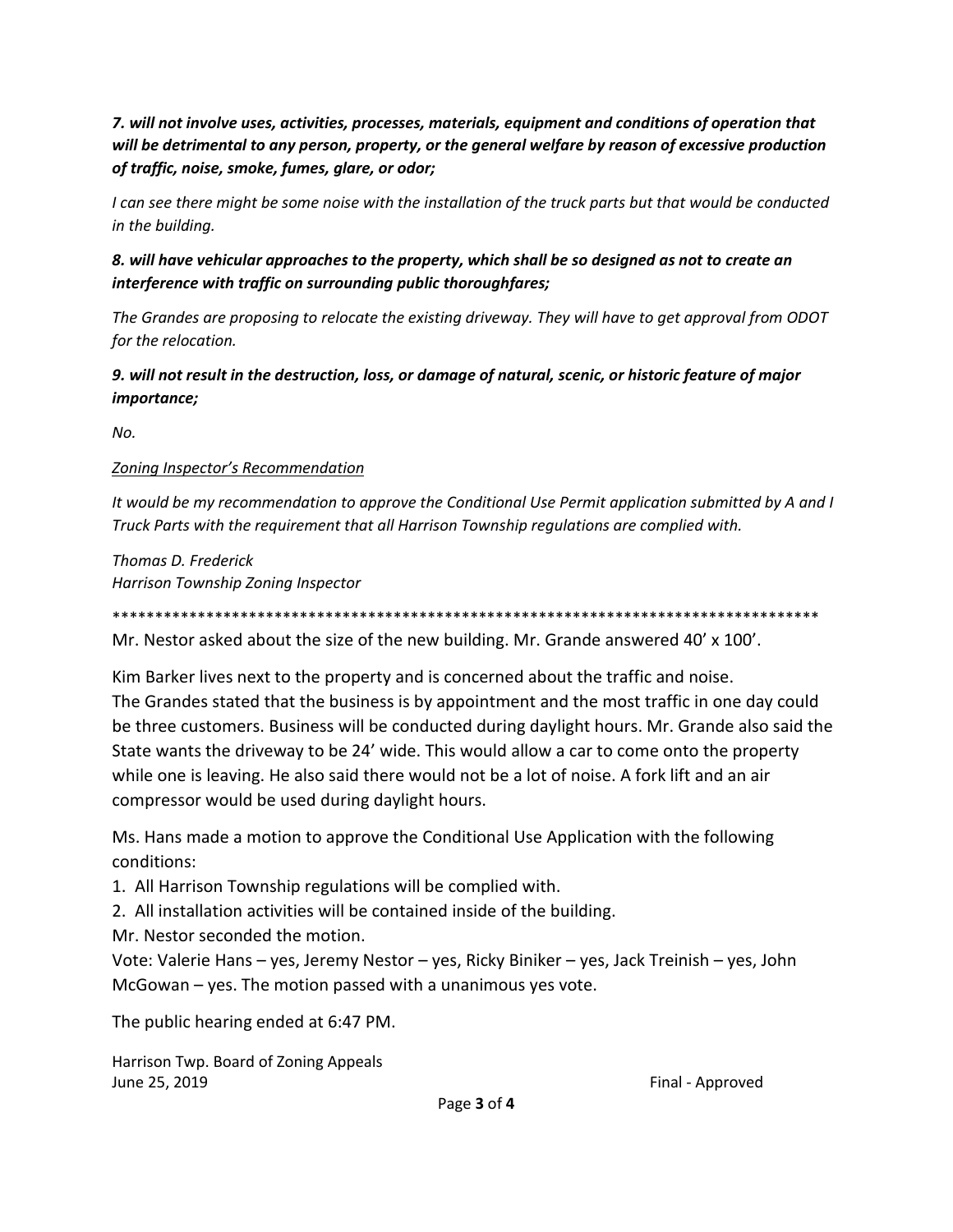***7. will not involve uses, activities, processes, materials, equipment and conditions of operation that will be detrimental to any person, property, or the general welfare by reason of excessive production of traffic, noise, smoke, fumes, glare, or odor;***

*I can see there might be some noise with the installation of the truck parts but that would be conducted in the building.*

***8. will have vehicular approaches to the property, which shall be so designed as not to create an interference with traffic on surrounding public thoroughfares;***

*The Grandes are proposing to relocate the existing driveway. They will have to get approval from ODOT for the relocation.*

***9. will not result in the destruction, loss, or damage of natural, scenic, or historic feature of major importance;***

*No.*

*Zoning Inspector's Recommendation*

*It would be my recommendation to approve the Conditional Use Permit application submitted by A and I Truck Parts with the requirement that all Harrison Township regulations are complied with.*

*Thomas D. Frederick*
*Harrison Township Zoning Inspector*

*************************************************************************************

Mr. Nestor asked about the size of the new building. Mr. Grande answered 40' x 100'.

Kim Barker lives next to the property and is concerned about the traffic and noise. The Grandes stated that the business is by appointment and the most traffic in one day could be three customers. Business will be conducted during daylight hours. Mr. Grande also said the State wants the driveway to be 24' wide. This would allow a car to come onto the property while one is leaving. He also said there would not be a lot of noise. A fork lift and an air compressor would be used during daylight hours.

Ms. Hans made a motion to approve the Conditional Use Application with the following conditions:

1. All Harrison Township regulations will be complied with.
2. All installation activities will be contained inside of the building.

Mr. Nestor seconded the motion.

Vote: Valerie Hans – yes, Jeremy Nestor – yes, Ricky Biniker – yes, Jack Treinish – yes, John McGowan – yes. The motion passed with a unanimous yes vote.

The public hearing ended at 6:47 PM.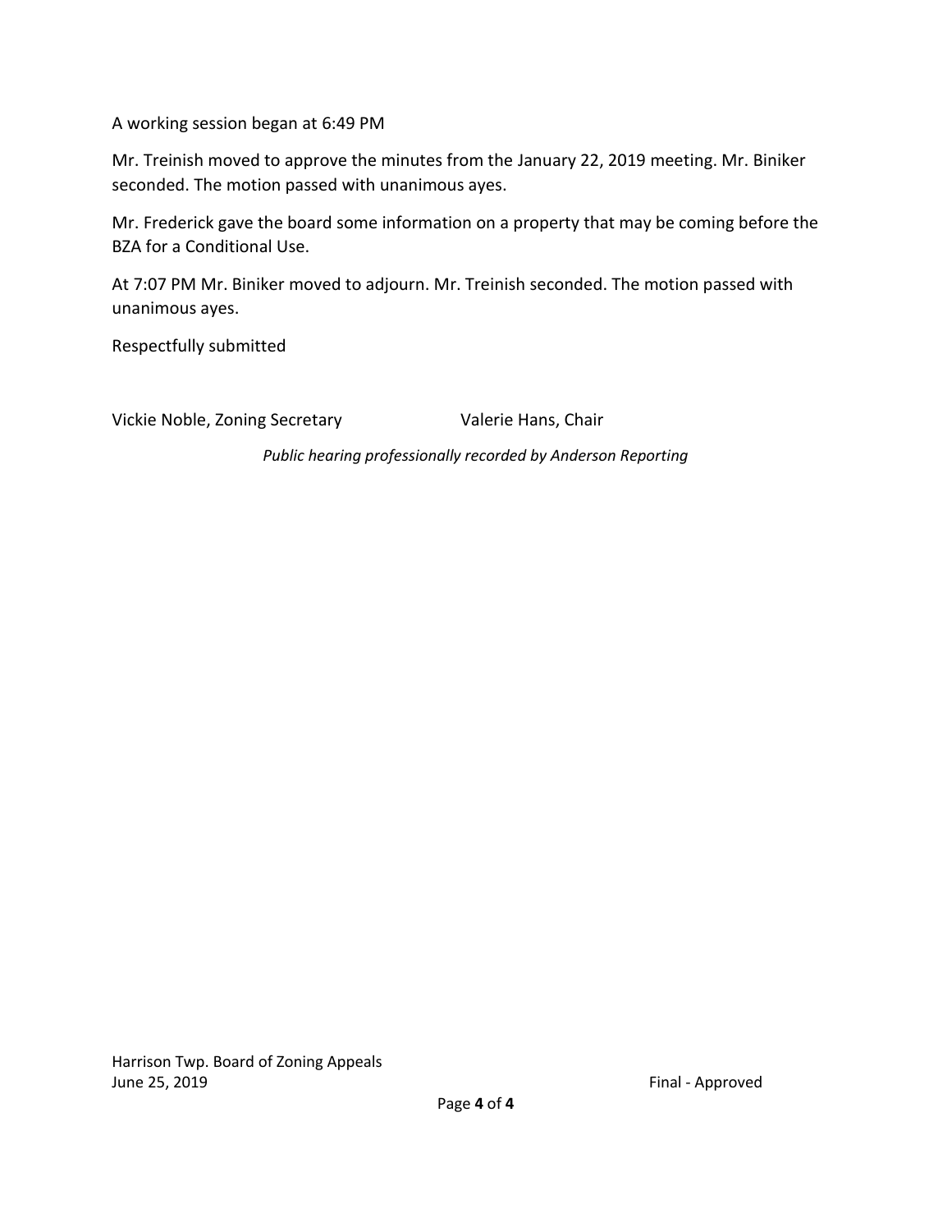A working session began at 6:49 PM

Mr. Treinish moved to approve the minutes from the January 22, 2019 meeting. Mr. Biniker seconded. The motion passed with unanimous ayes.

Mr. Frederick gave the board some information on a property that may be coming before the BZA for a Conditional Use.

At 7:07 PM Mr. Biniker moved to adjourn. Mr. Treinish seconded. The motion passed with unanimous ayes.

Respectfully submitted

Vickie Noble, Zoning Secretary Valerie Hans, Chair

*Public hearing professionally recorded by Anderson Reporting*